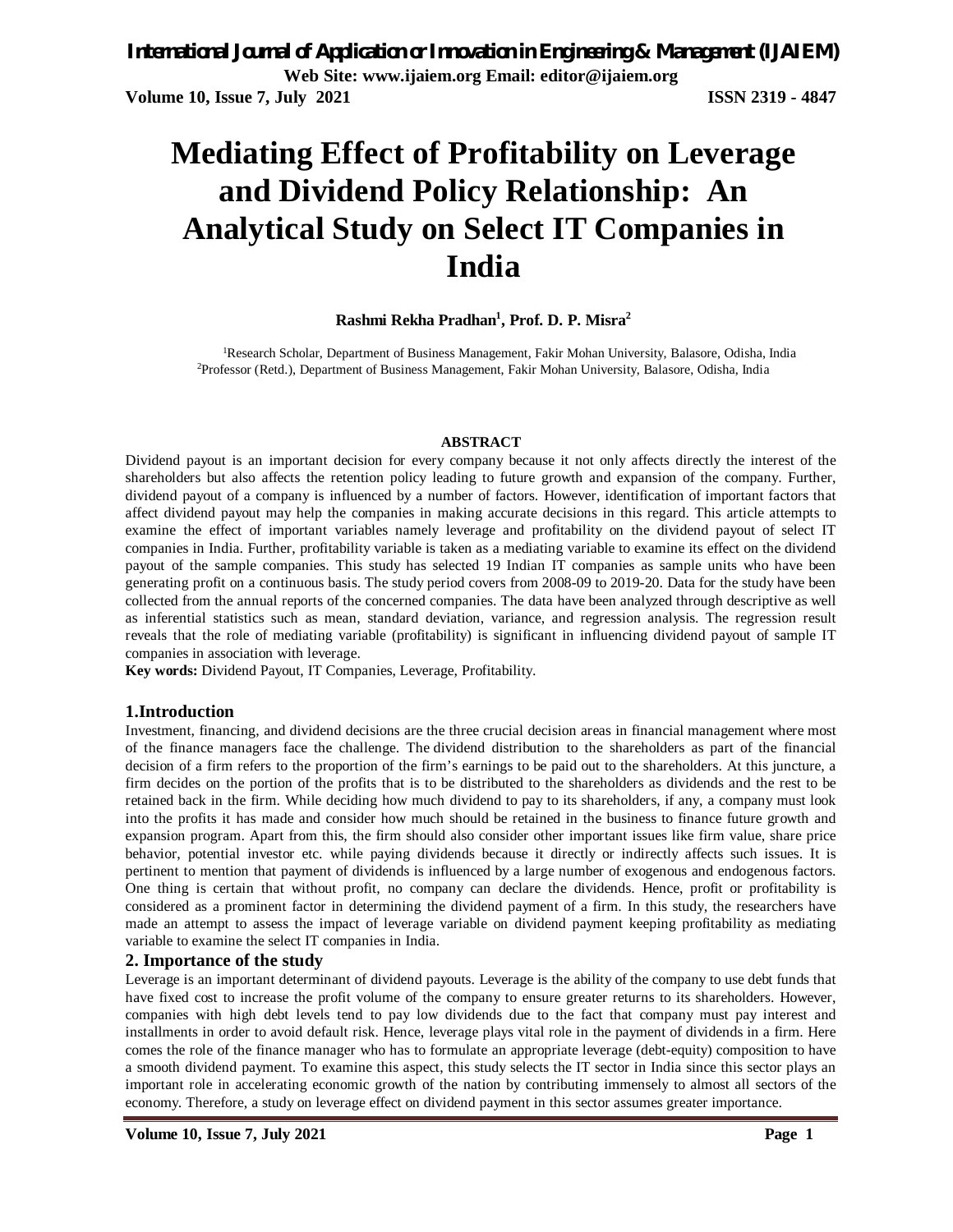# Mediating Effect of Profitability on Leverage and Dividend Policy Relationship: An Analytical Study on Select IT Companies in India

**Rashmi Rekha Pradhan[1], Prof. D. P. Misra[2]**

[1]Research Scholar, Department of Business Management, Fakir Mohan University, Balasore, Odisha, India
[2]Professor (Retd.), Department of Business Management, Fakir Mohan University, Balasore, Odisha, India

**ABSTRACT**

Dividend payout is an important decision for every company because it not only affects directly the interest of the shareholders but also affects the retention policy leading to future growth and expansion of the company. Further, dividend payout of a company is influenced by a number of factors. However, identification of important factors that affect dividend payout may help the companies in making accurate decisions in this regard. This article attempts to examine the effect of important variables namely leverage and profitability on the dividend payout of select IT companies in India. Further, profitability variable is taken as a mediating variable to examine its effect on the dividend payout of the sample companies. This study has selected 19 Indian IT companies as sample units who have been generating profit on a continuous basis. The study period covers from 2008-09 to 2019-20. Data for the study have been collected from the annual reports of the concerned companies. The data have been analyzed through descriptive as well as inferential statistics such as mean, standard deviation, variance, and regression analysis. The regression result reveals that the role of mediating variable (profitability) is significant in influencing dividend payout of sample IT companies in association with leverage.

**Key words:** Dividend Payout, IT Companies, Leverage, Profitability.

## 1.Introduction

Investment, financing, and dividend decisions are the three crucial decision areas in financial management where most of the finance managers face the challenge. The dividend distribution to the shareholders as part of the financial decision of a firm refers to the proportion of the firm's earnings to be paid out to the shareholders. At this juncture, a firm decides on the portion of the profits that is to be distributed to the shareholders as dividends and the rest to be retained back in the firm. While deciding how much dividend to pay to its shareholders, if any, a company must look into the profits it has made and consider how much should be retained in the business to finance future growth and expansion program. Apart from this, the firm should also consider other important issues like firm value, share price behavior, potential investor etc. while paying dividends because it directly or indirectly affects such issues. It is pertinent to mention that payment of dividends is influenced by a large number of exogenous and endogenous factors. One thing is certain that without profit, no company can declare the dividends. Hence, profit or profitability is considered as a prominent factor in determining the dividend payment of a firm. In this study, the researchers have made an attempt to assess the impact of leverage variable on dividend payment keeping profitability as mediating variable to examine the select IT companies in India.

## 2. Importance of the study

Leverage is an important determinant of dividend payouts. Leverage is the ability of the company to use debt funds that have fixed cost to increase the profit volume of the company to ensure greater returns to its shareholders. However, companies with high debt levels tend to pay low dividends due to the fact that company must pay interest and installments in order to avoid default risk. Hence, leverage plays vital role in the payment of dividends in a firm. Here comes the role of the finance manager who has to formulate an appropriate leverage (debt-equity) composition to have a smooth dividend payment. To examine this aspect, this study selects the IT sector in India since this sector plays an important role in accelerating economic growth of the nation by contributing immensely to almost all sectors of the economy. Therefore, a study on leverage effect on dividend payment in this sector assumes greater importance.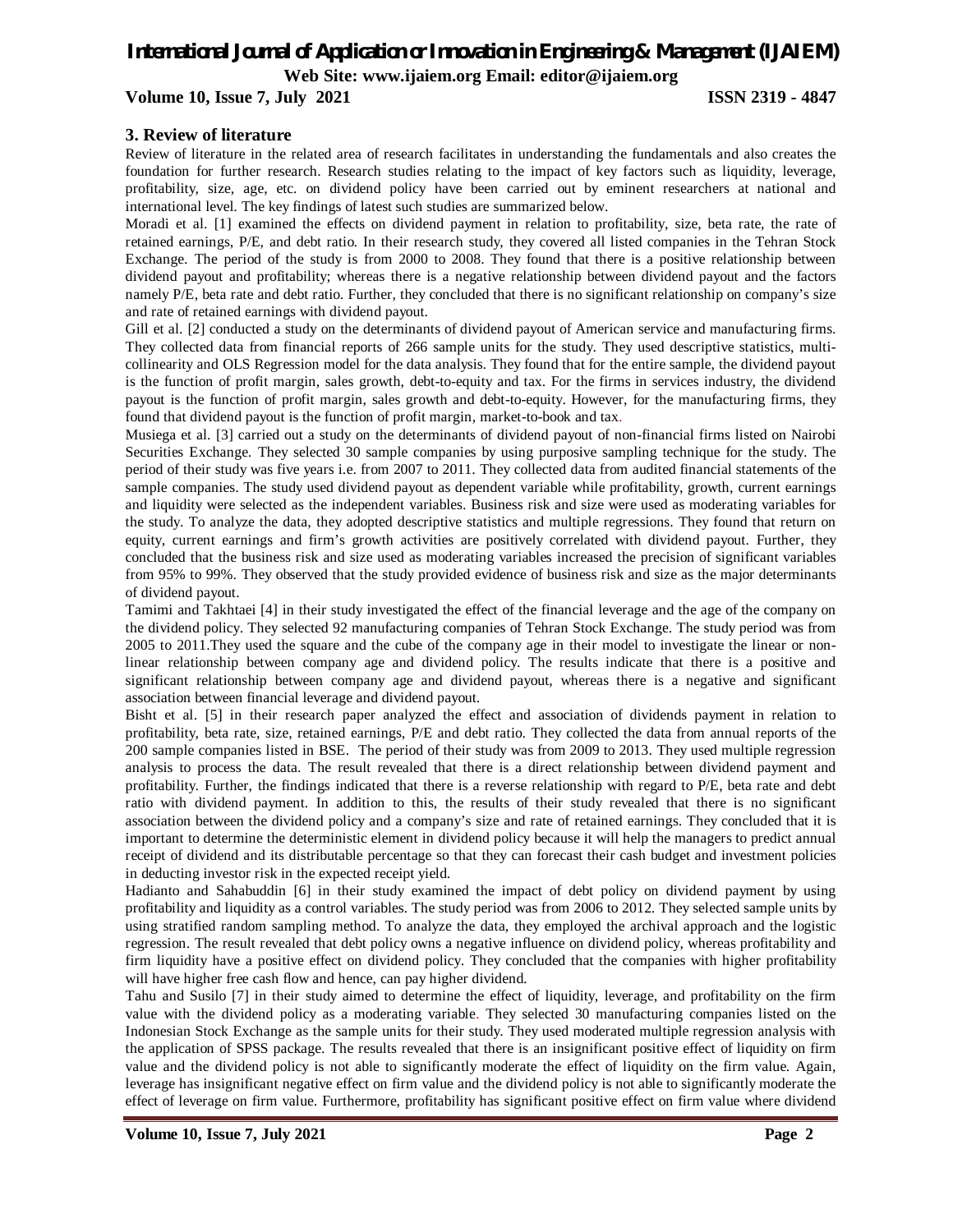## 3. Review of literature

Review of literature in the related area of research facilitates in understanding the fundamentals and also creates the foundation for further research. Research studies relating to the impact of key factors such as liquidity, leverage, profitability, size, age, etc. on dividend policy have been carried out by eminent researchers at national and international level. The key findings of latest such studies are summarized below.

Moradi et al. [1] examined the effects on dividend payment in relation to profitability, size, beta rate, the rate of retained earnings, P/E, and debt ratio. In their research study, they covered all listed companies in the Tehran Stock Exchange. The period of the study is from 2000 to 2008. They found that there is a positive relationship between dividend payout and profitability; whereas there is a negative relationship between dividend payout and the factors namely P/E, beta rate and debt ratio. Further, they concluded that there is no significant relationship on company's size and rate of retained earnings with dividend payout.

Gill et al. [2] conducted a study on the determinants of dividend payout of American service and manufacturing firms. They collected data from financial reports of 266 sample units for the study. They used descriptive statistics, multi-collinearity and OLS Regression model for the data analysis. They found that for the entire sample, the dividend payout is the function of profit margin, sales growth, debt-to-equity and tax. For the firms in services industry, the dividend payout is the function of profit margin, sales growth and debt-to-equity. However, for the manufacturing firms, they found that dividend payout is the function of profit margin, market-to-book and tax.

Musiega et al. [3] carried out a study on the determinants of dividend payout of non-financial firms listed on Nairobi Securities Exchange. They selected 30 sample companies by using purposive sampling technique for the study. The period of their study was five years i.e. from 2007 to 2011. They collected data from audited financial statements of the sample companies. The study used dividend payout as dependent variable while profitability, growth, current earnings and liquidity were selected as the independent variables. Business risk and size were used as moderating variables for the study. To analyze the data, they adopted descriptive statistics and multiple regressions. They found that return on equity, current earnings and firm's growth activities are positively correlated with dividend payout. Further, they concluded that the business risk and size used as moderating variables increased the precision of significant variables from 95% to 99%. They observed that the study provided evidence of business risk and size as the major determinants of dividend payout.

Tamimi and Takhtaei [4] in their study investigated the effect of the financial leverage and the age of the company on the dividend policy. They selected 92 manufacturing companies of Tehran Stock Exchange. The study period was from 2005 to 2011.They used the square and the cube of the company age in their model to investigate the linear or non-linear relationship between company age and dividend policy. The results indicate that there is a positive and significant relationship between company age and dividend payout, whereas there is a negative and significant association between financial leverage and dividend payout.

Bisht et al. [5] in their research paper analyzed the effect and association of dividends payment in relation to profitability, beta rate, size, retained earnings, P/E and debt ratio. They collected the data from annual reports of the 200 sample companies listed in BSE. The period of their study was from 2009 to 2013. They used multiple regression analysis to process the data. The result revealed that there is a direct relationship between dividend payment and profitability. Further, the findings indicated that there is a reverse relationship with regard to P/E, beta rate and debt ratio with dividend payment. In addition to this, the results of their study revealed that there is no significant association between the dividend policy and a company's size and rate of retained earnings. They concluded that it is important to determine the deterministic element in dividend policy because it will help the managers to predict annual receipt of dividend and its distributable percentage so that they can forecast their cash budget and investment policies in deducting investor risk in the expected receipt yield.

Hadianto and Sahabuddin [6] in their study examined the impact of debt policy on dividend payment by using profitability and liquidity as a control variables. The study period was from 2006 to 2012. They selected sample units by using stratified random sampling method. To analyze the data, they employed the archival approach and the logistic regression. The result revealed that debt policy owns a negative influence on dividend policy, whereas profitability and firm liquidity have a positive effect on dividend policy. They concluded that the companies with higher profitability will have higher free cash flow and hence, can pay higher dividend.

Tahu and Susilo [7] in their study aimed to determine the effect of liquidity, leverage, and profitability on the firm value with the dividend policy as a moderating variable. They selected 30 manufacturing companies listed on the Indonesian Stock Exchange as the sample units for their study. They used moderated multiple regression analysis with the application of SPSS package. The results revealed that there is an insignificant positive effect of liquidity on firm value and the dividend policy is not able to significantly moderate the effect of liquidity on the firm value. Again, leverage has insignificant negative effect on firm value and the dividend policy is not able to significantly moderate the effect of leverage on firm value. Furthermore, profitability has significant positive effect on firm value where dividend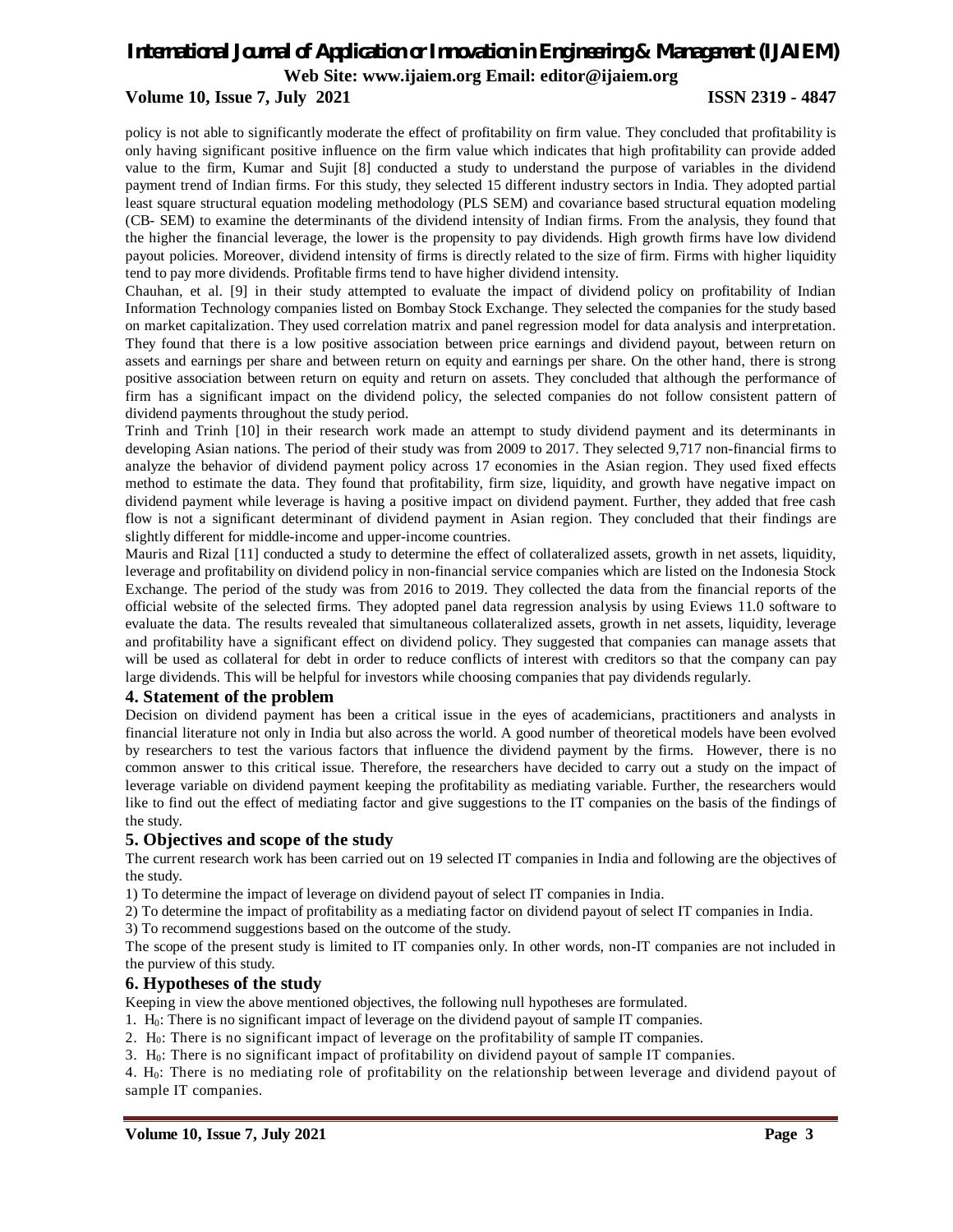policy is not able to significantly moderate the effect of profitability on firm value. They concluded that profitability is only having significant positive influence on the firm value which indicates that high profitability can provide added value to the firm, Kumar and Sujit [8] conducted a study to understand the purpose of variables in the dividend payment trend of Indian firms. For this study, they selected 15 different industry sectors in India. They adopted partial least square structural equation modeling methodology (PLS SEM) and covariance based structural equation modeling (CB- SEM) to examine the determinants of the dividend intensity of Indian firms. From the analysis, they found that the higher the financial leverage, the lower is the propensity to pay dividends. High growth firms have low dividend payout policies. Moreover, dividend intensity of firms is directly related to the size of firm. Firms with higher liquidity tend to pay more dividends. Profitable firms tend to have higher dividend intensity.

Chauhan, et al. [9] in their study attempted to evaluate the impact of dividend policy on profitability of Indian Information Technology companies listed on Bombay Stock Exchange. They selected the companies for the study based on market capitalization. They used correlation matrix and panel regression model for data analysis and interpretation. They found that there is a low positive association between price earnings and dividend payout, between return on assets and earnings per share and between return on equity and earnings per share. On the other hand, there is strong positive association between return on equity and return on assets. They concluded that although the performance of firm has a significant impact on the dividend policy, the selected companies do not follow consistent pattern of dividend payments throughout the study period.

Trinh and Trinh [10] in their research work made an attempt to study dividend payment and its determinants in developing Asian nations. The period of their study was from 2009 to 2017. They selected 9,717 non-financial firms to analyze the behavior of dividend payment policy across 17 economies in the Asian region. They used fixed effects method to estimate the data. They found that profitability, firm size, liquidity, and growth have negative impact on dividend payment while leverage is having a positive impact on dividend payment. Further, they added that free cash flow is not a significant determinant of dividend payment in Asian region. They concluded that their findings are slightly different for middle-income and upper-income countries.

Mauris and Rizal [11] conducted a study to determine the effect of collateralized assets, growth in net assets, liquidity, leverage and profitability on dividend policy in non-financial service companies which are listed on the Indonesia Stock Exchange. The period of the study was from 2016 to 2019. They collected the data from the financial reports of the official website of the selected firms. They adopted panel data regression analysis by using Eviews 11.0 software to evaluate the data. The results revealed that simultaneous collateralized assets, growth in net assets, liquidity, leverage and profitability have a significant effect on dividend policy. They suggested that companies can manage assets that will be used as collateral for debt in order to reduce conflicts of interest with creditors so that the company can pay large dividends. This will be helpful for investors while choosing companies that pay dividends regularly.

## 4. Statement of the problem

Decision on dividend payment has been a critical issue in the eyes of academicians, practitioners and analysts in financial literature not only in India but also across the world. A good number of theoretical models have been evolved by researchers to test the various factors that influence the dividend payment by the firms. However, there is no common answer to this critical issue. Therefore, the researchers have decided to carry out a study on the impact of leverage variable on dividend payment keeping the profitability as mediating variable. Further, the researchers would like to find out the effect of mediating factor and give suggestions to the IT companies on the basis of the findings of the study.

## 5. Objectives and scope of the study

The current research work has been carried out on 19 selected IT companies in India and following are the objectives of the study.

1) To determine the impact of leverage on dividend payout of select IT companies in India.

2) To determine the impact of profitability as a mediating factor on dividend payout of select IT companies in India.

3) To recommend suggestions based on the outcome of the study.

The scope of the present study is limited to IT companies only. In other words, non-IT companies are not included in the purview of this study.

## 6. Hypotheses of the study

Keeping in view the above mentioned objectives, the following null hypotheses are formulated.

1. $H_0$: There is no significant impact of leverage on the dividend payout of sample IT companies.
2. $H_0$: There is no significant impact of leverage on the profitability of sample IT companies.
3. $H_0$: There is no significant impact of profitability on dividend payout of sample IT companies.
4. $H_0$: There is no mediating role of profitability on the relationship between leverage and dividend payout of sample IT companies.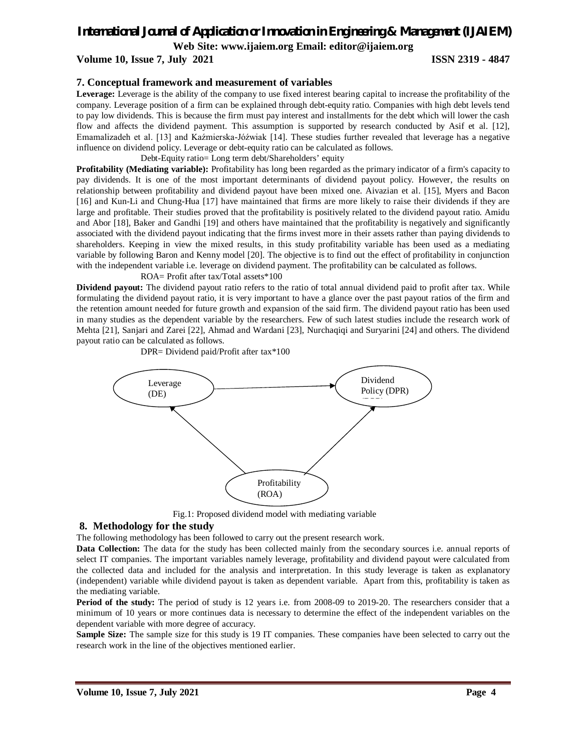## 7. Conceptual framework and measurement of variables

**Leverage:** Leverage is the ability of the company to use fixed interest bearing capital to increase the profitability of the company. Leverage position of a firm can be explained through debt-equity ratio. Companies with high debt levels tend to pay low dividends. This is because the firm must pay interest and installments for the debt which will lower the cash flow and affects the dividend payment. This assumption is supported by research conducted by Asif et al. [12], Emamalizadeh et al. [13] and Kaźmierska-Jóźwiak [14]. These studies further revealed that leverage has a negative influence on dividend policy. Leverage or debt-equity ratio can be calculated as follows.

Debt-Equity ratio= Long term debt/Shareholders' equity

**Profitability (Mediating variable):** Profitability has long been regarded as the primary indicator of a firm's capacity to pay dividends. It is one of the most important determinants of dividend payout policy. However, the results on relationship between profitability and dividend payout have been mixed one. Aivazian et al. [15], Myers and Bacon [16] and Kun-Li and Chung-Hua [17] have maintained that firms are more likely to raise their dividends if they are large and profitable. Their studies proved that the profitability is positively related to the dividend payout ratio. Amidu and Abor [18], Baker and Gandhi [19] and others have maintained that the profitability is negatively and significantly associated with the dividend payout indicating that the firms invest more in their assets rather than paying dividends to shareholders. Keeping in view the mixed results, in this study profitability variable has been used as a mediating variable by following Baron and Kenny model [20]. The objective is to find out the effect of profitability in conjunction with the independent variable i.e. leverage on dividend payment. The profitability can be calculated as follows.

ROA= Profit after tax/Total assets*100

**Dividend payout:** The dividend payout ratio refers to the ratio of total annual dividend paid to profit after tax. While formulating the dividend payout ratio, it is very important to have a glance over the past payout ratios of the firm and the retention amount needed for future growth and expansion of the said firm. The dividend payout ratio has been used in many studies as the dependent variable by the researchers. Few of such latest studies include the research work of Mehta [21], Sanjari and Zarei [22], Ahmad and Wardani [23], Nurchaqiqi and Suryarini [24] and others. The dividend payout ratio can be calculated as follows.

DPR= Dividend paid/Profit after tax*100

Leverage (DE) → Dividend Policy (DPR)

Profitability (ROA) → Leverage (DE)

Profitability (ROA) → Dividend Policy (DPR)

Fig.1: Proposed dividend model with mediating variable

## 8. Methodology for the study

The following methodology has been followed to carry out the present research work.

**Data Collection:** The data for the study has been collected mainly from the secondary sources i.e. annual reports of select IT companies. The important variables namely leverage, profitability and dividend payout were calculated from the collected data and included for the analysis and interpretation. In this study leverage is taken as explanatory (independent) variable while dividend payout is taken as dependent variable. Apart from this, profitability is taken as the mediating variable.

**Period of the study:** The period of study is 12 years i.e. from 2008-09 to 2019-20. The researchers consider that a minimum of 10 years or more continues data is necessary to determine the effect of the independent variables on the dependent variable with more degree of accuracy.

**Sample Size:** The sample size for this study is 19 IT companies. These companies have been selected to carry out the research work in the line of the objectives mentioned earlier.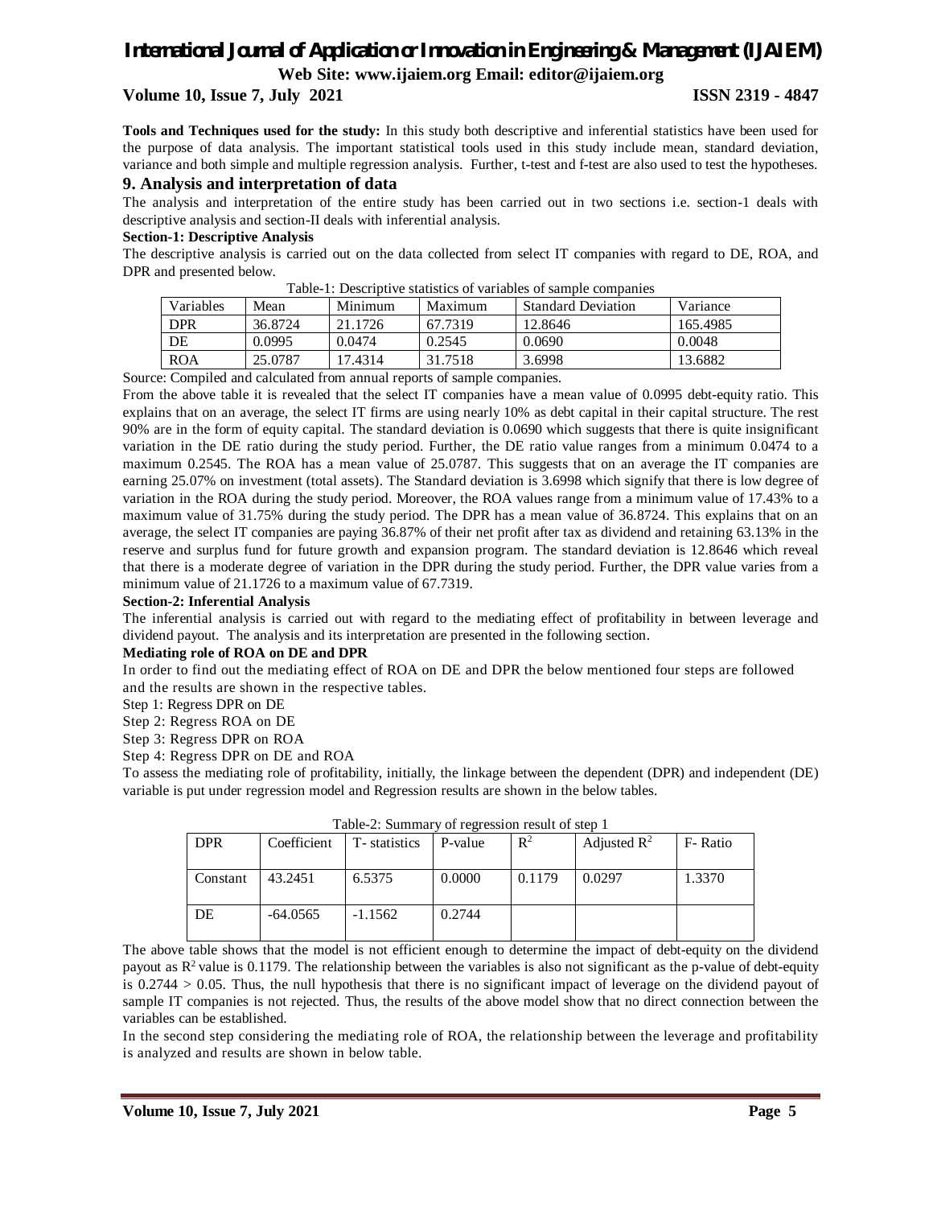**Tools and Techniques used for the study:** In this study both descriptive and inferential statistics have been used for the purpose of data analysis. The important statistical tools used in this study include mean, standard deviation, variance and both simple and multiple regression analysis. Further, t-test and f-test are also used to test the hypotheses.

## 9. Analysis and interpretation of data

The analysis and interpretation of the entire study has been carried out in two sections i.e. section-1 deals with descriptive analysis and section-II deals with inferential analysis.

**Section-1: Descriptive Analysis**

The descriptive analysis is carried out on the data collected from select IT companies with regard to DE, ROA, and DPR and presented below.

Table-1: Descriptive statistics of variables of sample companies

| Variables | Mean | Minimum | Maximum | Standard Deviation | Variance |
|---|---|---|---|---|---|
| DPR | 36.8724 | 21.1726 | 67.7319 | 12.8646 | 165.4985 |
| DE | 0.0995 | 0.0474 | 0.2545 | 0.0690 | 0.0048 |
| ROA | 25.0787 | 17.4314 | 31.7518 | 3.6998 | 13.6882 |

Source: Compiled and calculated from annual reports of sample companies.

From the above table it is revealed that the select IT companies have a mean value of 0.0995 debt-equity ratio. This explains that on an average, the select IT firms are using nearly 10% as debt capital in their capital structure. The rest 90% are in the form of equity capital. The standard deviation is 0.0690 which suggests that there is quite insignificant variation in the DE ratio during the study period. Further, the DE ratio value ranges from a minimum 0.0474 to a maximum 0.2545. The ROA has a mean value of 25.0787. This suggests that on an average the IT companies are earning 25.07% on investment (total assets). The Standard deviation is 3.6998 which signify that there is low degree of variation in the ROA during the study period. Moreover, the ROA values range from a minimum value of 17.43% to a maximum value of 31.75% during the study period. The DPR has a mean value of 36.8724. This explains that on an average, the select IT companies are paying 36.87% of their net profit after tax as dividend and retaining 63.13% in the reserve and surplus fund for future growth and expansion program. The standard deviation is 12.8646 which reveal that there is a moderate degree of variation in the DPR during the study period. Further, the DPR value varies from a minimum value of 21.1726 to a maximum value of 67.7319.

**Section-2: Inferential Analysis**

The inferential analysis is carried out with regard to the mediating effect of profitability in between leverage and dividend payout. The analysis and its interpretation are presented in the following section.

**Mediating role of ROA on DE and DPR**

In order to find out the mediating effect of ROA on DE and DPR the below mentioned four steps are followed and the results are shown in the respective tables.

Step 1: Regress DPR on DE

Step 2: Regress ROA on DE

Step 3: Regress DPR on ROA

Step 4: Regress DPR on DE and ROA

To assess the mediating role of profitability, initially, the linkage between the dependent (DPR) and independent (DE) variable is put under regression model and Regression results are shown in the below tables.

Table-2: Summary of regression result of step 1

| DPR | Coefficient | T- statistics | P-value | $R^2$ | Adjusted $R^2$ | F- Ratio |
|---|---|---|---|---|---|---|
| Constant | 43.2451 | 6.5375 | 0.0000 | 0.1179 | 0.0297 | 1.3370 |
| DE | -64.0565 | -1.1562 | 0.2744 | | | |

The above table shows that the model is not efficient enough to determine the impact of debt-equity on the dividend payout as $R^2$ value is 0.1179. The relationship between the variables is also not significant as the p-value of debt-equity is $0.2744 > 0.05$. Thus, the null hypothesis that there is no significant impact of leverage on the dividend payout of sample IT companies is not rejected. Thus, the results of the above model show that no direct connection between the variables can be established.

In the second step considering the mediating role of ROA, the relationship between the leverage and profitability is analyzed and results are shown in below table.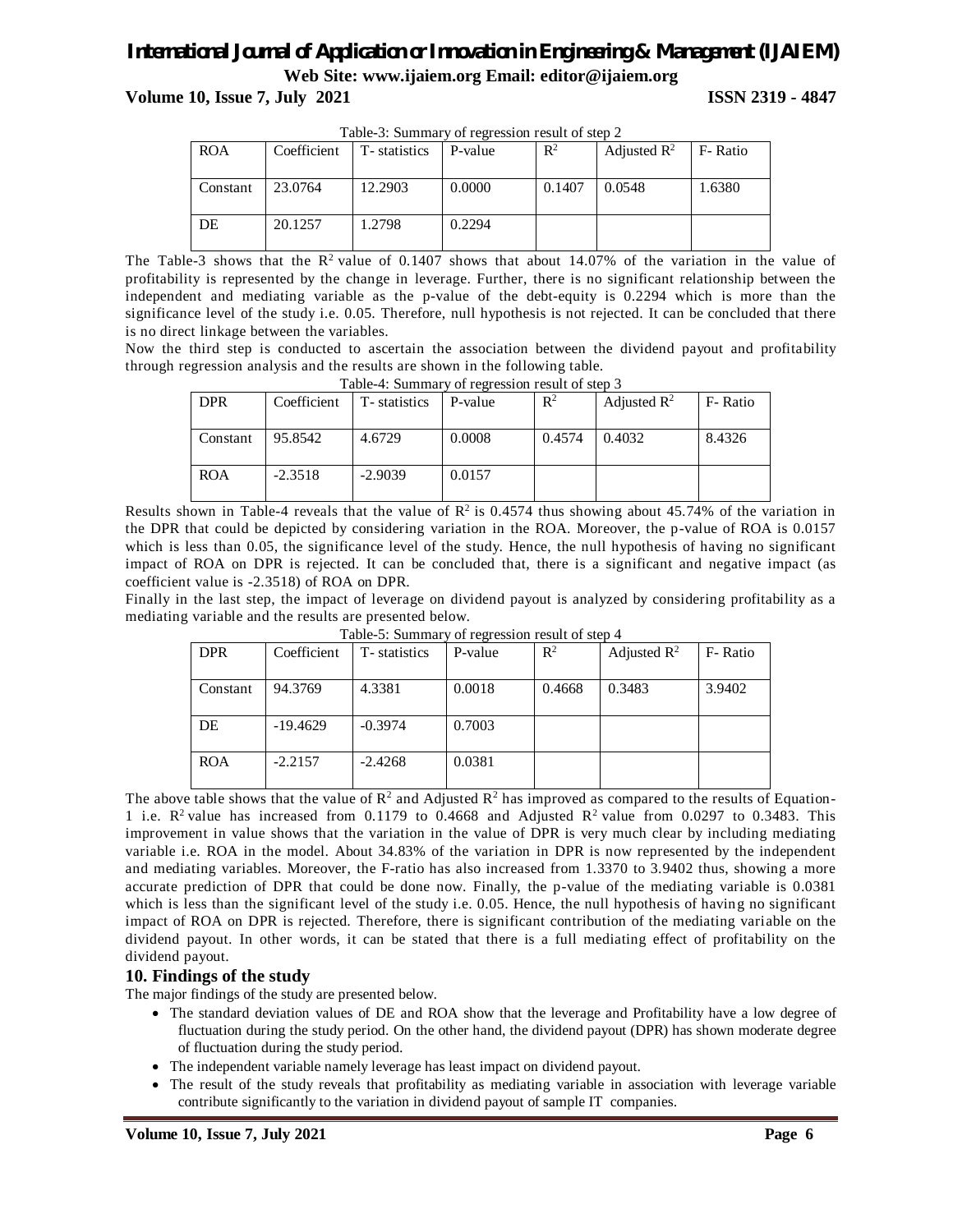Table-3: Summary of regression result of step 2

| ROA | Coefficient | T- statistics | P-value | $R^2$ | Adjusted $R^2$ | F- Ratio |
|---|---|---|---|---|---|---|
| Constant | 23.0764 | 12.2903 | 0.0000 | 0.1407 | 0.0548 | 1.6380 |
| DE | 20.1257 | 1.2798 | 0.2294 | | | |

The Table-3 shows that the $R^2$ value of 0.1407 shows that about 14.07% of the variation in the value of profitability is represented by the change in leverage. Further, there is no significant relationship between the independent and mediating variable as the p-value of the debt-equity is 0.2294 which is more than the significance level of the study i.e. 0.05. Therefore, null hypothesis is not rejected. It can be concluded that there is no direct linkage between the variables.

Now the third step is conducted to ascertain the association between the dividend payout and profitability through regression analysis and the results are shown in the following table.

Table-4: Summary of regression result of step 3

| DPR | Coefficient | T- statistics | P-value | $R^2$ | Adjusted $R^2$ | F- Ratio |
|---|---|---|---|---|---|---|
| Constant | 95.8542 | 4.6729 | 0.0008 | 0.4574 | 0.4032 | 8.4326 |
| ROA | -2.3518 | -2.9039 | 0.0157 | | | |

Results shown in Table-4 reveals that the value of $R^2$ is 0.4574 thus showing about 45.74% of the variation in the DPR that could be depicted by considering variation in the ROA. Moreover, the p-value of ROA is 0.0157 which is less than 0.05, the significance level of the study. Hence, the null hypothesis of having no significant impact of ROA on DPR is rejected. It can be concluded that, there is a significant and negative impact (as coefficient value is -2.3518) of ROA on DPR.

Finally in the last step, the impact of leverage on dividend payout is analyzed by considering profitability as a mediating variable and the results are presented below.

Table-5: Summary of regression result of step 4

| DPR | Coefficient | T- statistics | P-value | $R^2$ | Adjusted $R^2$ | F- Ratio |
|---|---|---|---|---|---|---|
| Constant | 94.3769 | 4.3381 | 0.0018 | 0.4668 | 0.3483 | 3.9402 |
| DE | -19.4629 | -0.3974 | 0.7003 | | | |
| ROA | -2.2157 | -2.4268 | 0.0381 | | | |

The above table shows that the value of $R^2$ and Adjusted $R^2$ has improved as compared to the results of Equation-1 i.e. $R^2$ value has increased from 0.1179 to 0.4668 and Adjusted $R^2$ value from 0.0297 to 0.3483. This improvement in value shows that the variation in the value of DPR is very much clear by including mediating variable i.e. ROA in the model. About 34.83% of the variation in DPR is now represented by the independent and mediating variables. Moreover, the F-ratio has also increased from 1.3370 to 3.9402 thus, showing a more accurate prediction of DPR that could be done now. Finally, the p-value of the mediating variable is 0.0381 which is less than the significant level of the study i.e. 0.05. Hence, the null hypothesis of having no significant impact of ROA on DPR is rejected. Therefore, there is significant contribution of the mediating variable on the dividend payout. In other words, it can be stated that there is a full mediating effect of profitability on the dividend payout.

## 10. Findings of the study

The major findings of the study are presented below.

- The standard deviation values of DE and ROA show that the leverage and Profitability have a low degree of fluctuation during the study period. On the other hand, the dividend payout (DPR) has shown moderate degree of fluctuation during the study period.
- The independent variable namely leverage has least impact on dividend payout.
- The result of the study reveals that profitability as mediating variable in association with leverage variable contribute significantly to the variation in dividend payout of sample IT companies.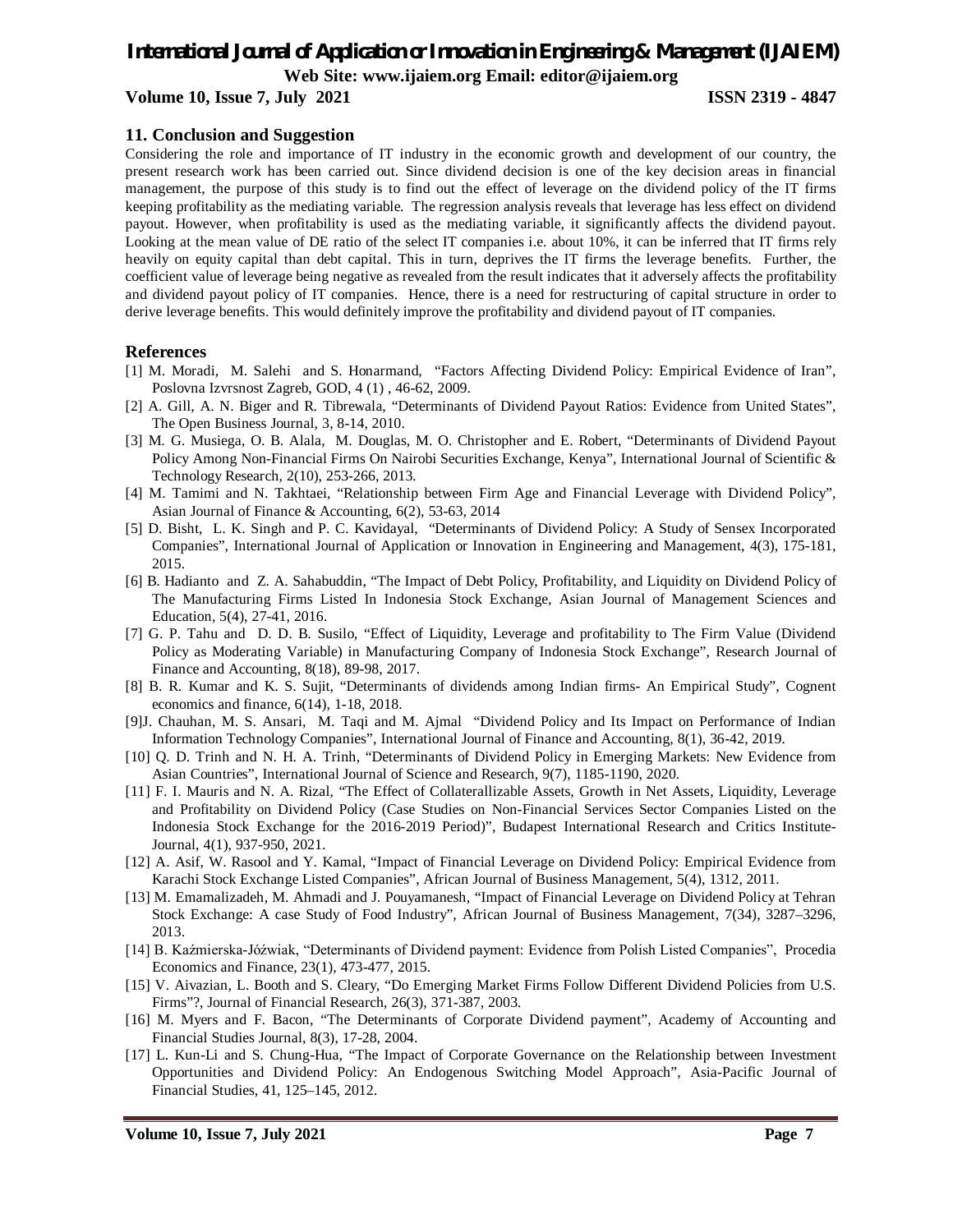## 11. Conclusion and Suggestion

Considering the role and importance of IT industry in the economic growth and development of our country, the present research work has been carried out. Since dividend decision is one of the key decision areas in financial management, the purpose of this study is to find out the effect of leverage on the dividend policy of the IT firms keeping profitability as the mediating variable. The regression analysis reveals that leverage has less effect on dividend payout. However, when profitability is used as the mediating variable, it significantly affects the dividend payout. Looking at the mean value of DE ratio of the select IT companies i.e. about 10%, it can be inferred that IT firms rely heavily on equity capital than debt capital. This in turn, deprives the IT firms the leverage benefits. Further, the coefficient value of leverage being negative as revealed from the result indicates that it adversely affects the profitability and dividend payout policy of IT companies. Hence, there is a need for restructuring of capital structure in order to derive leverage benefits. This would definitely improve the profitability and dividend payout of IT companies.

## References

[1] M. Moradi, M. Salehi and S. Honarmand, "Factors Affecting Dividend Policy: Empirical Evidence of Iran", Poslovna Izvrsnost Zagreb, GOD, 4 (1) , 46-62, 2009.

[2] A. Gill, A. N. Biger and R. Tibrewala, "Determinants of Dividend Payout Ratios: Evidence from United States", The Open Business Journal, 3, 8-14, 2010.

[3] M. G. Musiega, O. B. Alala, M. Douglas, M. O. Christopher and E. Robert, "Determinants of Dividend Payout Policy Among Non-Financial Firms On Nairobi Securities Exchange, Kenya", International Journal of Scientific & Technology Research, 2(10), 253-266, 2013.

[4] M. Tamimi and N. Takhtaei, "Relationship between Firm Age and Financial Leverage with Dividend Policy", Asian Journal of Finance & Accounting, 6(2), 53-63, 2014

[5] D. Bisht, L. K. Singh and P. C. Kavidayal, "Determinants of Dividend Policy: A Study of Sensex Incorporated Companies", International Journal of Application or Innovation in Engineering and Management, 4(3), 175-181, 2015.

[6] B. Hadianto and Z. A. Sahabuddin, "The Impact of Debt Policy, Profitability, and Liquidity on Dividend Policy of The Manufacturing Firms Listed In Indonesia Stock Exchange, Asian Journal of Management Sciences and Education, 5(4), 27-41, 2016.

[7] G. P. Tahu and D. D. B. Susilo, "Effect of Liquidity, Leverage and profitability to The Firm Value (Dividend Policy as Moderating Variable) in Manufacturing Company of Indonesia Stock Exchange", Research Journal of Finance and Accounting, 8(18), 89-98, 2017.

[8] B. R. Kumar and K. S. Sujit, "Determinants of dividends among Indian firms- An Empirical Study", Cognent economics and finance, 6(14), 1-18, 2018.

[9]J. Chauhan, M. S. Ansari, M. Taqi and M. Ajmal "Dividend Policy and Its Impact on Performance of Indian Information Technology Companies", International Journal of Finance and Accounting, 8(1), 36-42, 2019.

[10] Q. D. Trinh and N. H. A. Trinh, "Determinants of Dividend Policy in Emerging Markets: New Evidence from Asian Countries", International Journal of Science and Research, 9(7), 1185-1190, 2020.

[11] F. I. Mauris and N. A. Rizal, "The Effect of Collaterallizable Assets, Growth in Net Assets, Liquidity, Leverage and Profitability on Dividend Policy (Case Studies on Non-Financial Services Sector Companies Listed on the Indonesia Stock Exchange for the 2016-2019 Period)", Budapest International Research and Critics Institute-Journal, 4(1), 937-950, 2021.

[12] A. Asif, W. Rasool and Y. Kamal, "Impact of Financial Leverage on Dividend Policy: Empirical Evidence from Karachi Stock Exchange Listed Companies", African Journal of Business Management, 5(4), 1312, 2011.

[13] M. Emamalizadeh, M. Ahmadi and J. Pouyamanesh, "Impact of Financial Leverage on Dividend Policy at Tehran Stock Exchange: A case Study of Food Industry", African Journal of Business Management, 7(34), 3287–3296, 2013.

[14] B. Kaźmierska-Jóźwiak, "Determinants of Dividend payment: Evidence from Polish Listed Companies", Procedia Economics and Finance, 23(1), 473-477, 2015.

[15] V. Aivazian, L. Booth and S. Cleary, "Do Emerging Market Firms Follow Different Dividend Policies from U.S. Firms"?, Journal of Financial Research, 26(3), 371-387, 2003.

[16] M. Myers and F. Bacon, "The Determinants of Corporate Dividend payment", Academy of Accounting and Financial Studies Journal, 8(3), 17-28, 2004.

[17] L. Kun-Li and S. Chung-Hua, "The Impact of Corporate Governance on the Relationship between Investment Opportunities and Dividend Policy: An Endogenous Switching Model Approach", Asia-Pacific Journal of Financial Studies, 41, 125–145, 2012.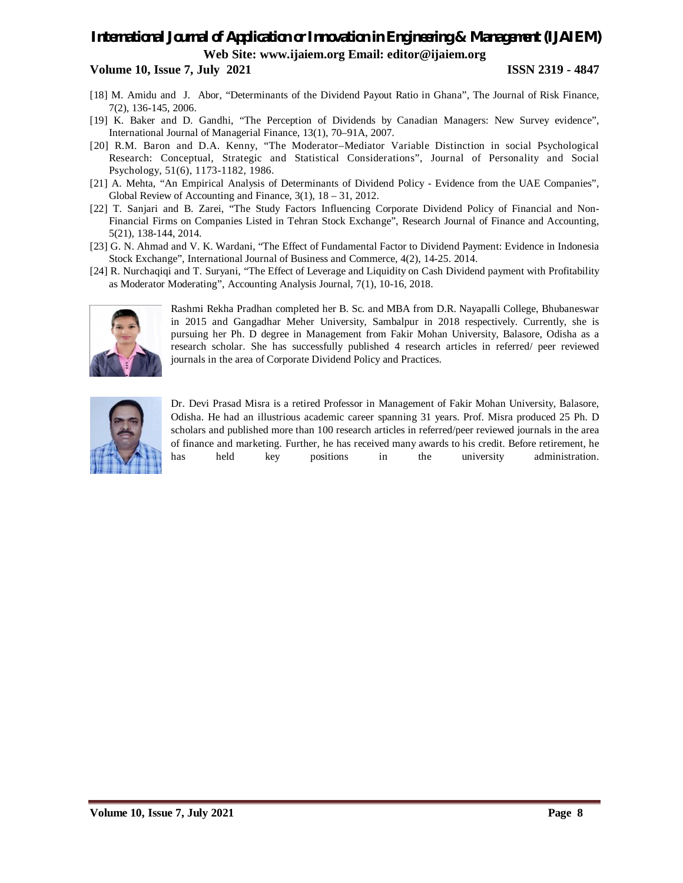[18] M. Amidu and J. Abor, “Determinants of the Dividend Payout Ratio in Ghana”, The Journal of Risk Finance, 7(2), 136-145, 2006.

[19] K. Baker and D. Gandhi, “The Perception of Dividends by Canadian Managers: New Survey evidence”, International Journal of Managerial Finance, 13(1), 70–91A, 2007.

[20] R.M. Baron and D.A. Kenny, “The Moderator–Mediator Variable Distinction in social Psychological Research: Conceptual, Strategic and Statistical Considerations”, Journal of Personality and Social Psychology, 51(6), 1173-1182, 1986.

[21] A. Mehta, “An Empirical Analysis of Determinants of Dividend Policy - Evidence from the UAE Companies”, Global Review of Accounting and Finance, 3(1), 18 – 31, 2012.

[22] T. Sanjari and B. Zarei, “The Study Factors Influencing Corporate Dividend Policy of Financial and Non-Financial Firms on Companies Listed in Tehran Stock Exchange”, Research Journal of Finance and Accounting, 5(21), 138-144, 2014.

[23] G. N. Ahmad and V. K. Wardani, “The Effect of Fundamental Factor to Dividend Payment: Evidence in Indonesia Stock Exchange”, International Journal of Business and Commerce, 4(2), 14-25. 2014.

[24] R. Nurchaqiqi and T. Suryani, “The Effect of Leverage and Liquidity on Cash Dividend payment with Profitability as Moderator Moderating”, Accounting Analysis Journal, 7(1), 10-16, 2018.

Rashmi Rekha Pradhan completed her B. Sc. and MBA from D.R. Nayapalli College, Bhubaneswar in 2015 and Gangadhar Meher University, Sambalpur in 2018 respectively. Currently, she is pursuing her Ph. D degree in Management from Fakir Mohan University, Balasore, Odisha as a research scholar. She has successfully published 4 research articles in referred/ peer reviewed journals in the area of Corporate Dividend Policy and Practices.

Dr. Devi Prasad Misra is a retired Professor in Management of Fakir Mohan University, Balasore, Odisha. He had an illustrious academic career spanning 31 years. Prof. Misra produced 25 Ph. D scholars and published more than 100 research articles in referred/peer reviewed journals in the area of finance and marketing. Further, he has received many awards to his credit. Before retirement, he has held key positions in the university administration.